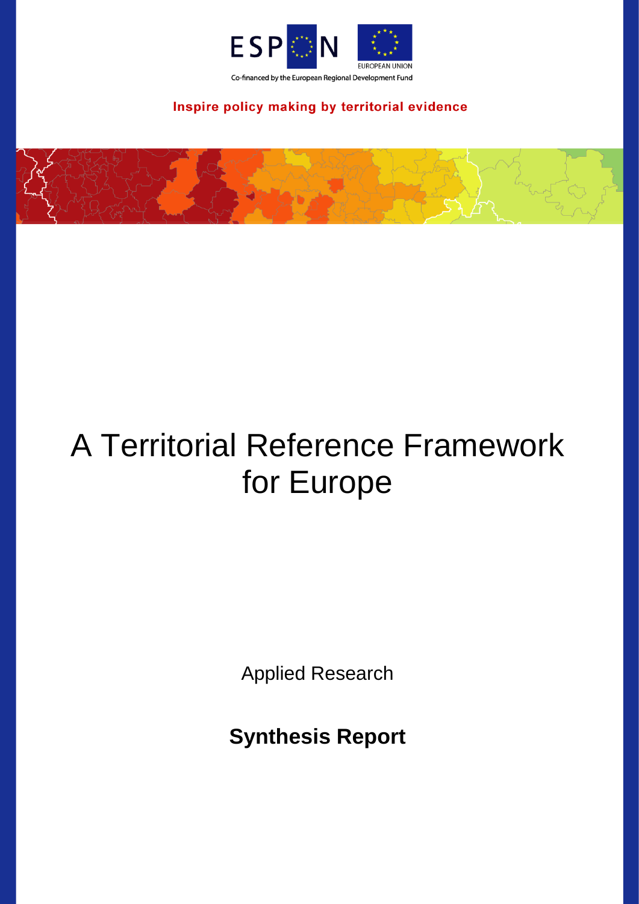ESPON

EUROPEAN UNION

Co-financed by the European Regional Development Fund

**Inspire policy making by territorial evidence**

# A Territorial Reference Framework for Europe

Applied Research

**Synthesis Report**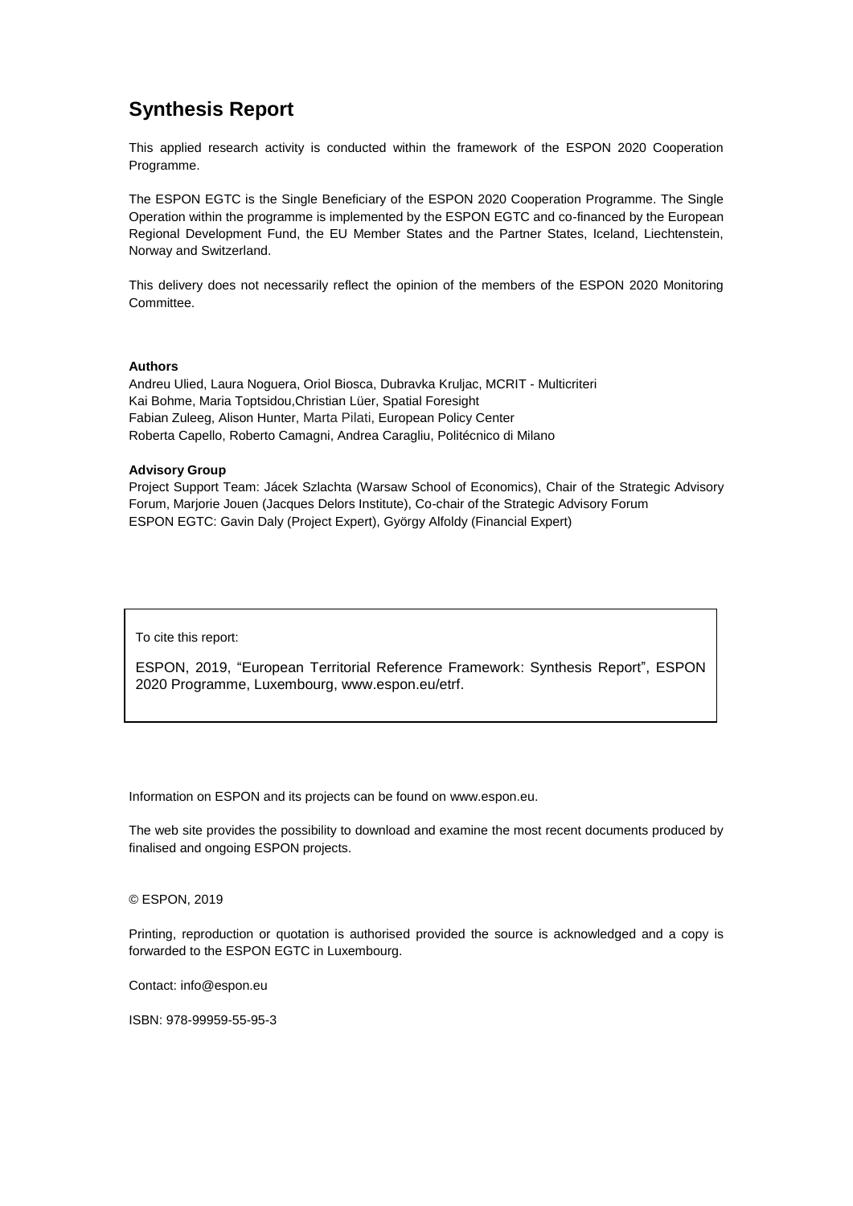# Synthesis Report

This applied research activity is conducted within the framework of the ESPON 2020 Cooperation Programme.

The ESPON EGTC is the Single Beneficiary of the ESPON 2020 Cooperation Programme. The Single Operation within the programme is implemented by the ESPON EGTC and co-financed by the European Regional Development Fund, the EU Member States and the Partner States, Iceland, Liechtenstein, Norway and Switzerland.

This delivery does not necessarily reflect the opinion of the members of the ESPON 2020 Monitoring Committee.

**Authors**

Andreu Ulied, Laura Noguera, Oriol Biosca, Dubravka Kruljac, MCRIT - Multicriteri
Kai Bohme, Maria Toptsidou,Christian Lüer, Spatial Foresight
Fabian Zuleeg, Alison Hunter, Marta Pilati, European Policy Center
Roberta Capello, Roberto Camagni, Andrea Caragliu, Politécnico di Milano

**Advisory Group**

Project Support Team: Jácek Szlachta (Warsaw School of Economics), Chair of the Strategic Advisory Forum, Marjorie Jouen (Jacques Delors Institute), Co-chair of the Strategic Advisory Forum
ESPON EGTC: Gavin Daly (Project Expert), György Alfoldy (Financial Expert)

To cite this report:

ESPON, 2019, "European Territorial Reference Framework: Synthesis Report", ESPON 2020 Programme, Luxembourg, www.espon.eu/etrf.

Information on ESPON and its projects can be found on www.espon.eu.

The web site provides the possibility to download and examine the most recent documents produced by finalised and ongoing ESPON projects.

© ESPON, 2019

Printing, reproduction or quotation is authorised provided the source is acknowledged and a copy is forwarded to the ESPON EGTC in Luxembourg.

Contact: info@espon.eu

ISBN: 978-99959-55-95-3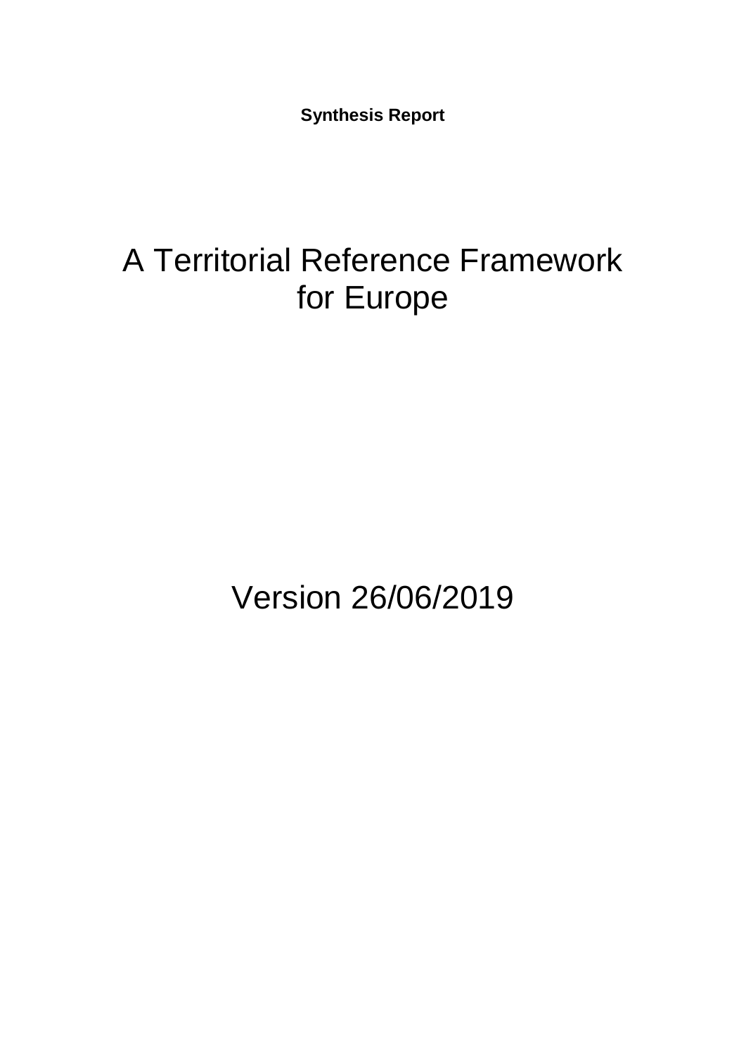**Synthesis Report**

# A Territorial Reference Framework for Europe

Version 26/06/2019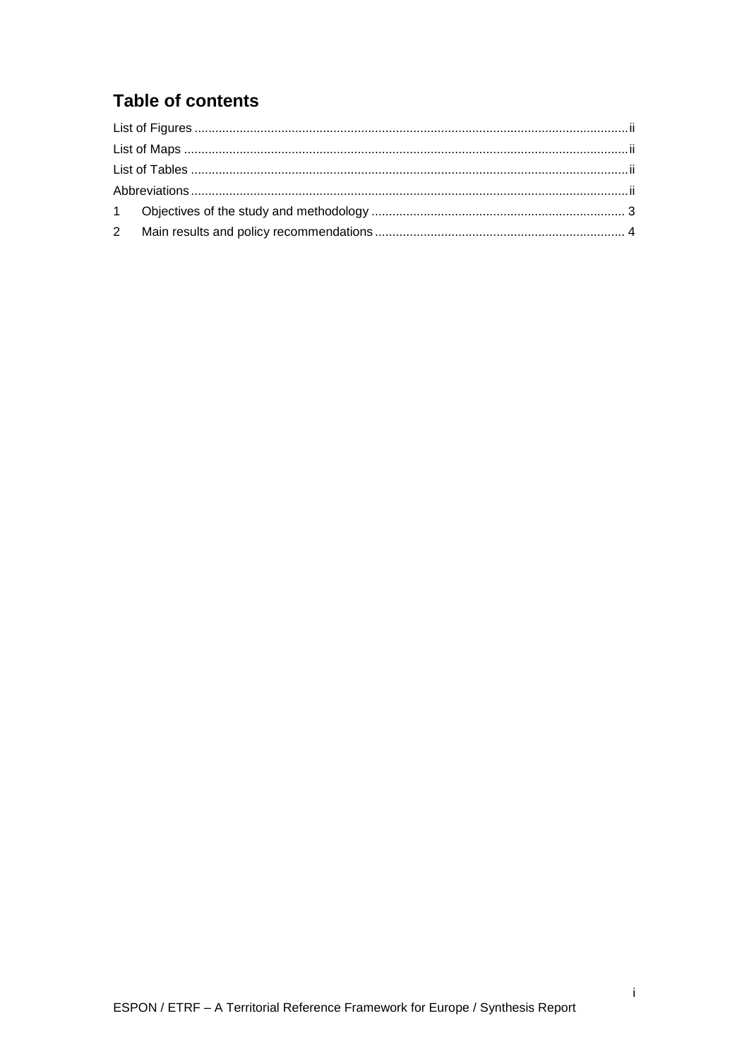# Table of contents

List of Figures ........................................................................................................................ii

List of Maps .............................................................................................................................ii

List of Tables ...........................................................................................................................ii

Abbreviations ..........................................................................................................................ii

1 Objectives of the study and methodology ........................................................................ 3

2 Main results and policy recommendations ....................................................................... 4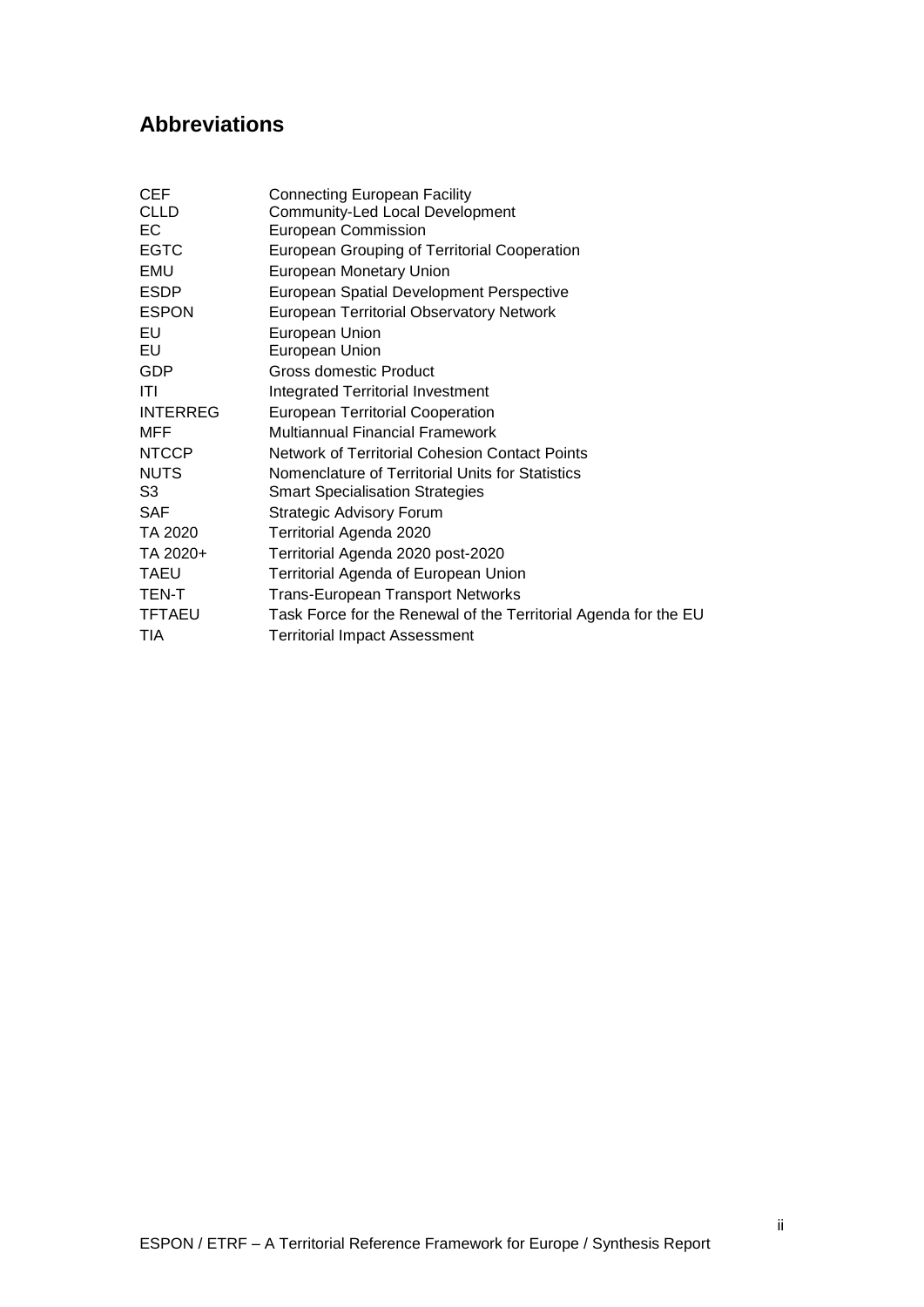## Abbreviations

| | |
|---|---|
| CEF | Connecting European Facility |
| CLLD | Community-Led Local Development |
| EC | European Commission |
| EGTC | European Grouping of Territorial Cooperation |
| EMU | European Monetary Union |
| ESDP | European Spatial Development Perspective |
| ESPON | European Territorial Observatory Network |
| EU | European Union |
| EU | European Union |
| GDP | Gross domestic Product |
| ITI | Integrated Territorial Investment |
| INTERREG | European Territorial Cooperation |
| MFF | Multiannual Financial Framework |
| NTCCP | Network of Territorial Cohesion Contact Points |
| NUTS | Nomenclature of Territorial Units for Statistics |
| S3 | Smart Specialisation Strategies |
| SAF | Strategic Advisory Forum |
| TA 2020 | Territorial Agenda 2020 |
| TA 2020+ | Territorial Agenda 2020 post-2020 |
| TAEU | Territorial Agenda of European Union |
| TEN-T | Trans-European Transport Networks |
| TFTAEU | Task Force for the Renewal of the Territorial Agenda for the EU |
| TIA | Territorial Impact Assessment |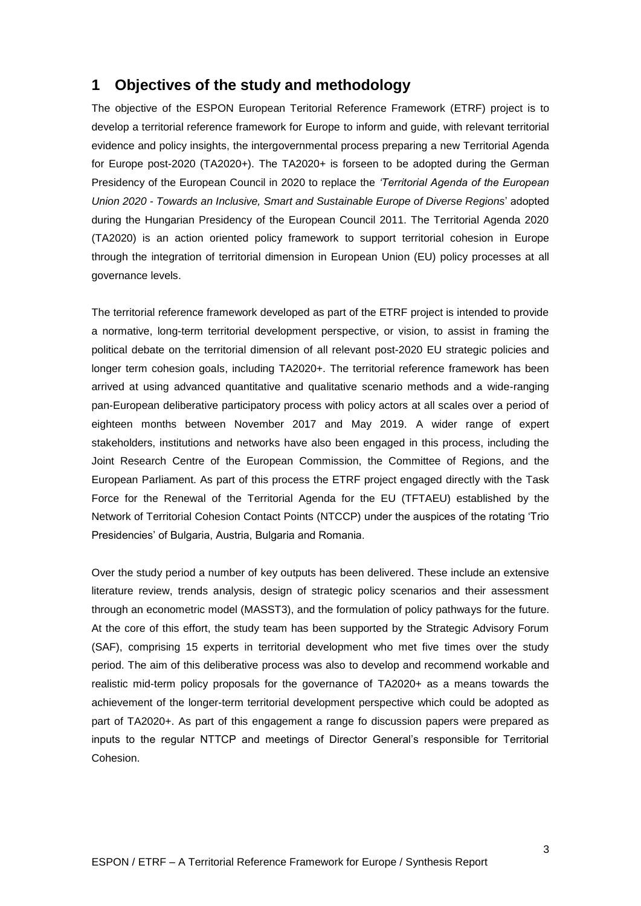## 1 Objectives of the study and methodology

The objective of the ESPON European Teritorial Reference Framework (ETRF) project is to develop a territorial reference framework for Europe to inform and guide, with relevant territorial evidence and policy insights, the intergovernmental process preparing a new Territorial Agenda for Europe post-2020 (TA2020+). The TA2020+ is forseen to be adopted during the German Presidency of the European Council in 2020 to replace the *'Territorial Agenda of the European Union 2020 - Towards an Inclusive, Smart and Sustainable Europe of Diverse Regions*' adopted during the Hungarian Presidency of the European Council 2011. The Territorial Agenda 2020 (TA2020) is an action oriented policy framework to support territorial cohesion in Europe through the integration of territorial dimension in European Union (EU) policy processes at all governance levels.

The territorial reference framework developed as part of the ETRF project is intended to provide a normative, long-term territorial development perspective, or vision, to assist in framing the political debate on the territorial dimension of all relevant post-2020 EU strategic policies and longer term cohesion goals, including TA2020+. The territorial reference framework has been arrived at using advanced quantitative and qualitative scenario methods and a wide-ranging pan-European deliberative participatory process with policy actors at all scales over a period of eighteen months between November 2017 and May 2019. A wider range of expert stakeholders, institutions and networks have also been engaged in this process, including the Joint Research Centre of the European Commission, the Committee of Regions, and the European Parliament. As part of this process the ETRF project engaged directly with the Task Force for the Renewal of the Territorial Agenda for the EU (TFTAEU) established by the Network of Territorial Cohesion Contact Points (NTCCP) under the auspices of the rotating 'Trio Presidencies' of Bulgaria, Austria, Bulgaria and Romania.

Over the study period a number of key outputs has been delivered. These include an extensive literature review, trends analysis, design of strategic policy scenarios and their assessment through an econometric model (MASST3), and the formulation of policy pathways for the future. At the core of this effort, the study team has been supported by the Strategic Advisory Forum (SAF), comprising 15 experts in territorial development who met five times over the study period. The aim of this deliberative process was also to develop and recommend workable and realistic mid-term policy proposals for the governance of TA2020+ as a means towards the achievement of the longer-term territorial development perspective which could be adopted as part of TA2020+. As part of this engagement a range fo discussion papers were prepared as inputs to the regular NTTCP and meetings of Director General's responsible for Territorial Cohesion.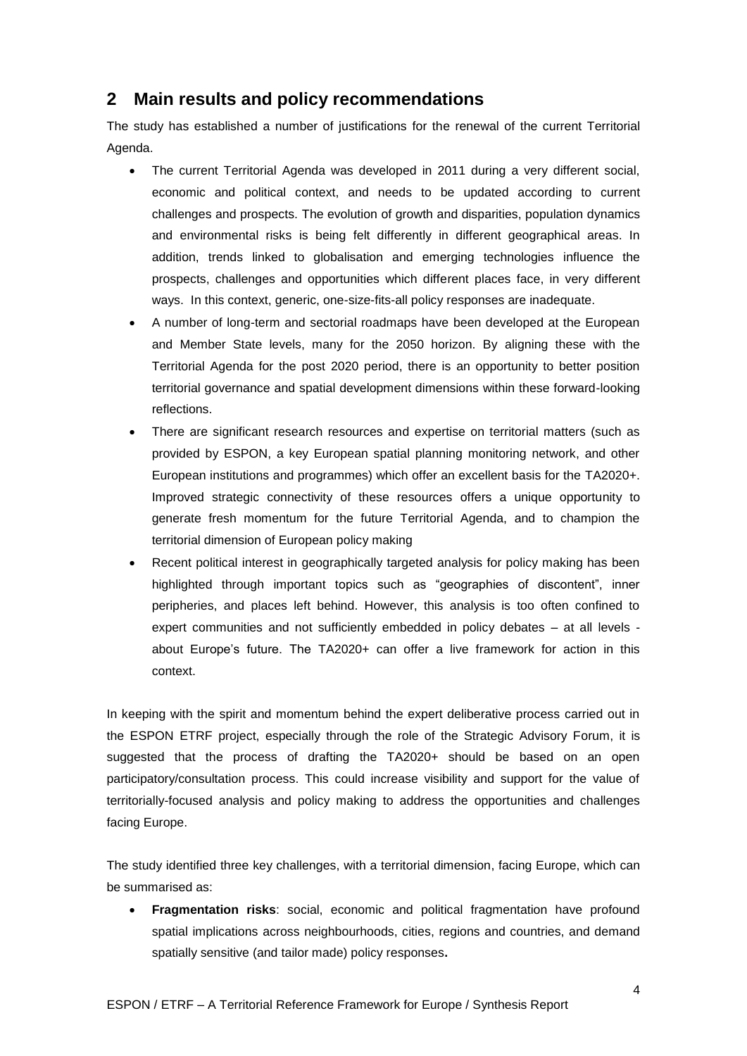## 2 Main results and policy recommendations

The study has established a number of justifications for the renewal of the current Territorial Agenda.

- The current Territorial Agenda was developed in 2011 during a very different social, economic and political context, and needs to be updated according to current challenges and prospects. The evolution of growth and disparities, population dynamics and environmental risks is being felt differently in different geographical areas. In addition, trends linked to globalisation and emerging technologies influence the prospects, challenges and opportunities which different places face, in very different ways. In this context, generic, one-size-fits-all policy responses are inadequate.
- A number of long-term and sectorial roadmaps have been developed at the European and Member State levels, many for the 2050 horizon. By aligning these with the Territorial Agenda for the post 2020 period, there is an opportunity to better position territorial governance and spatial development dimensions within these forward-looking reflections.
- There are significant research resources and expertise on territorial matters (such as provided by ESPON, a key European spatial planning monitoring network, and other European institutions and programmes) which offer an excellent basis for the TA2020+. Improved strategic connectivity of these resources offers a unique opportunity to generate fresh momentum for the future Territorial Agenda, and to champion the territorial dimension of European policy making
- Recent political interest in geographically targeted analysis for policy making has been highlighted through important topics such as "geographies of discontent", inner peripheries, and places left behind. However, this analysis is too often confined to expert communities and not sufficiently embedded in policy debates – at all levels - about Europe's future. The TA2020+ can offer a live framework for action in this context.

In keeping with the spirit and momentum behind the expert deliberative process carried out in the ESPON ETRF project, especially through the role of the Strategic Advisory Forum, it is suggested that the process of drafting the TA2020+ should be based on an open participatory/consultation process. This could increase visibility and support for the value of territorially-focused analysis and policy making to address the opportunities and challenges facing Europe.

The study identified three key challenges, with a territorial dimension, facing Europe, which can be summarised as:

- **Fragmentation risks**: social, economic and political fragmentation have profound spatial implications across neighbourhoods, cities, regions and countries, and demand spatially sensitive (and tailor made) policy responses**.**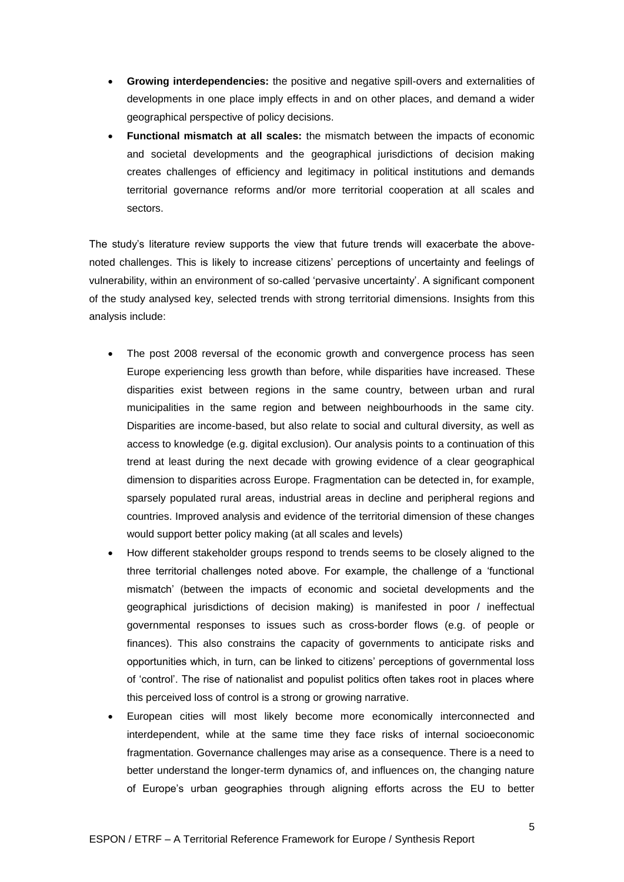- **Growing interdependencies:** the positive and negative spill-overs and externalities of developments in one place imply effects in and on other places, and demand a wider geographical perspective of policy decisions.
- **Functional mismatch at all scales:** the mismatch between the impacts of economic and societal developments and the geographical jurisdictions of decision making creates challenges of efficiency and legitimacy in political institutions and demands territorial governance reforms and/or more territorial cooperation at all scales and sectors.

The study's literature review supports the view that future trends will exacerbate the above-noted challenges. This is likely to increase citizens' perceptions of uncertainty and feelings of vulnerability, within an environment of so-called 'pervasive uncertainty'. A significant component of the study analysed key, selected trends with strong territorial dimensions. Insights from this analysis include:

- The post 2008 reversal of the economic growth and convergence process has seen Europe experiencing less growth than before, while disparities have increased. These disparities exist between regions in the same country, between urban and rural municipalities in the same region and between neighbourhoods in the same city. Disparities are income-based, but also relate to social and cultural diversity, as well as access to knowledge (e.g. digital exclusion). Our analysis points to a continuation of this trend at least during the next decade with growing evidence of a clear geographical dimension to disparities across Europe. Fragmentation can be detected in, for example, sparsely populated rural areas, industrial areas in decline and peripheral regions and countries. Improved analysis and evidence of the territorial dimension of these changes would support better policy making (at all scales and levels)
- How different stakeholder groups respond to trends seems to be closely aligned to the three territorial challenges noted above. For example, the challenge of a 'functional mismatch' (between the impacts of economic and societal developments and the geographical jurisdictions of decision making) is manifested in poor / ineffectual governmental responses to issues such as cross-border flows (e.g. of people or finances). This also constrains the capacity of governments to anticipate risks and opportunities which, in turn, can be linked to citizens' perceptions of governmental loss of 'control'. The rise of nationalist and populist politics often takes root in places where this perceived loss of control is a strong or growing narrative.
- European cities will most likely become more economically interconnected and interdependent, while at the same time they face risks of internal socioeconomic fragmentation. Governance challenges may arise as a consequence. There is a need to better understand the longer-term dynamics of, and influences on, the changing nature of Europe's urban geographies through aligning efforts across the EU to better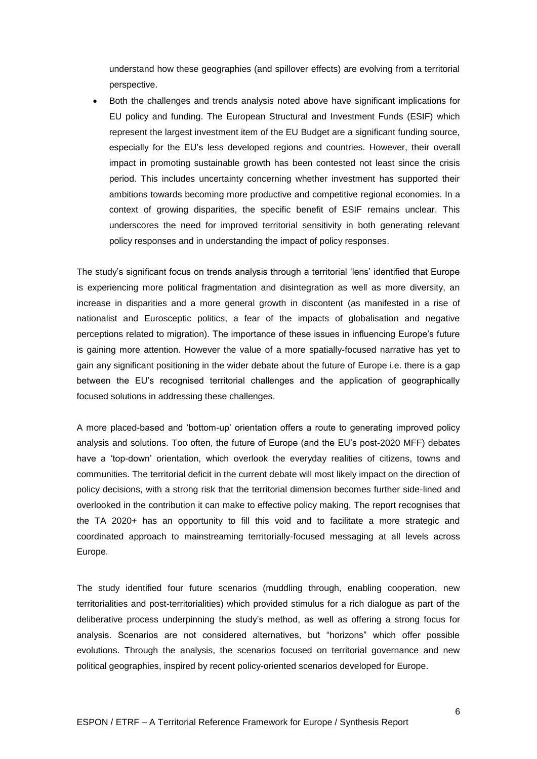understand how these geographies (and spillover effects) are evolving from a territorial perspective.

- Both the challenges and trends analysis noted above have significant implications for EU policy and funding. The European Structural and Investment Funds (ESIF) which represent the largest investment item of the EU Budget are a significant funding source, especially for the EU's less developed regions and countries. However, their overall impact in promoting sustainable growth has been contested not least since the crisis period. This includes uncertainty concerning whether investment has supported their ambitions towards becoming more productive and competitive regional economies. In a context of growing disparities, the specific benefit of ESIF remains unclear. This underscores the need for improved territorial sensitivity in both generating relevant policy responses and in understanding the impact of policy responses.

The study's significant focus on trends analysis through a territorial 'lens' identified that Europe is experiencing more political fragmentation and disintegration as well as more diversity, an increase in disparities and a more general growth in discontent (as manifested in a rise of nationalist and Eurosceptic politics, a fear of the impacts of globalisation and negative perceptions related to migration). The importance of these issues in influencing Europe's future is gaining more attention. However the value of a more spatially-focused narrative has yet to gain any significant positioning in the wider debate about the future of Europe i.e. there is a gap between the EU's recognised territorial challenges and the application of geographically focused solutions in addressing these challenges.

A more placed-based and 'bottom-up' orientation offers a route to generating improved policy analysis and solutions. Too often, the future of Europe (and the EU's post-2020 MFF) debates have a 'top-down' orientation, which overlook the everyday realities of citizens, towns and communities. The territorial deficit in the current debate will most likely impact on the direction of policy decisions, with a strong risk that the territorial dimension becomes further side-lined and overlooked in the contribution it can make to effective policy making. The report recognises that the TA 2020+ has an opportunity to fill this void and to facilitate a more strategic and coordinated approach to mainstreaming territorially-focused messaging at all levels across Europe.

The study identified four future scenarios (muddling through, enabling cooperation, new territorialities and post-territorialities) which provided stimulus for a rich dialogue as part of the deliberative process underpinning the study's method, as well as offering a strong focus for analysis. Scenarios are not considered alternatives, but "horizons" which offer possible evolutions. Through the analysis, the scenarios focused on territorial governance and new political geographies, inspired by recent policy-oriented scenarios developed for Europe.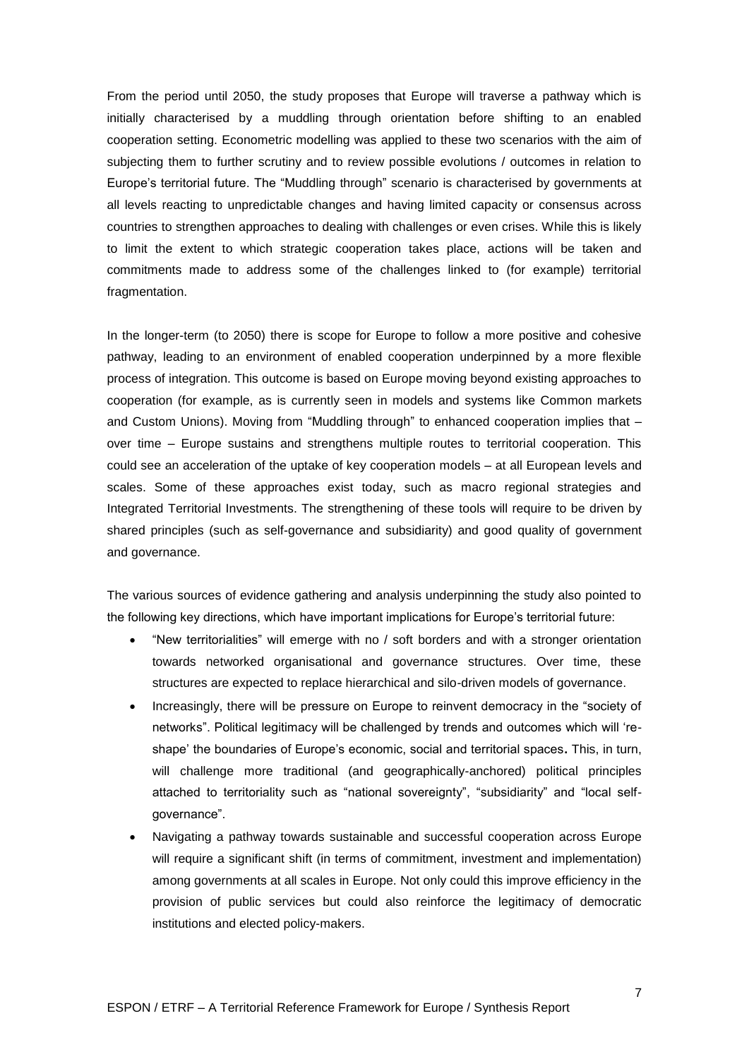From the period until 2050, the study proposes that Europe will traverse a pathway which is initially characterised by a muddling through orientation before shifting to an enabled cooperation setting. Econometric modelling was applied to these two scenarios with the aim of subjecting them to further scrutiny and to review possible evolutions / outcomes in relation to Europe's territorial future. The "Muddling through" scenario is characterised by governments at all levels reacting to unpredictable changes and having limited capacity or consensus across countries to strengthen approaches to dealing with challenges or even crises. While this is likely to limit the extent to which strategic cooperation takes place, actions will be taken and commitments made to address some of the challenges linked to (for example) territorial fragmentation.

In the longer-term (to 2050) there is scope for Europe to follow a more positive and cohesive pathway, leading to an environment of enabled cooperation underpinned by a more flexible process of integration. This outcome is based on Europe moving beyond existing approaches to cooperation (for example, as is currently seen in models and systems like Common markets and Custom Unions). Moving from "Muddling through" to enhanced cooperation implies that – over time – Europe sustains and strengthens multiple routes to territorial cooperation. This could see an acceleration of the uptake of key cooperation models – at all European levels and scales. Some of these approaches exist today, such as macro regional strategies and Integrated Territorial Investments. The strengthening of these tools will require to be driven by shared principles (such as self-governance and subsidiarity) and good quality of government and governance.

The various sources of evidence gathering and analysis underpinning the study also pointed to the following key directions, which have important implications for Europe's territorial future:

- "New territorialities" will emerge with no / soft borders and with a stronger orientation towards networked organisational and governance structures. Over time, these structures are expected to replace hierarchical and silo-driven models of governance.
- Increasingly, there will be pressure on Europe to reinvent democracy in the "society of networks". Political legitimacy will be challenged by trends and outcomes which will 're-shape' the boundaries of Europe's economic, social and territorial spaces**.** This, in turn, will challenge more traditional (and geographically-anchored) political principles attached to territoriality such as "national sovereignty", "subsidiarity" and "local self-governance".
- Navigating a pathway towards sustainable and successful cooperation across Europe will require a significant shift (in terms of commitment, investment and implementation) among governments at all scales in Europe. Not only could this improve efficiency in the provision of public services but could also reinforce the legitimacy of democratic institutions and elected policy-makers.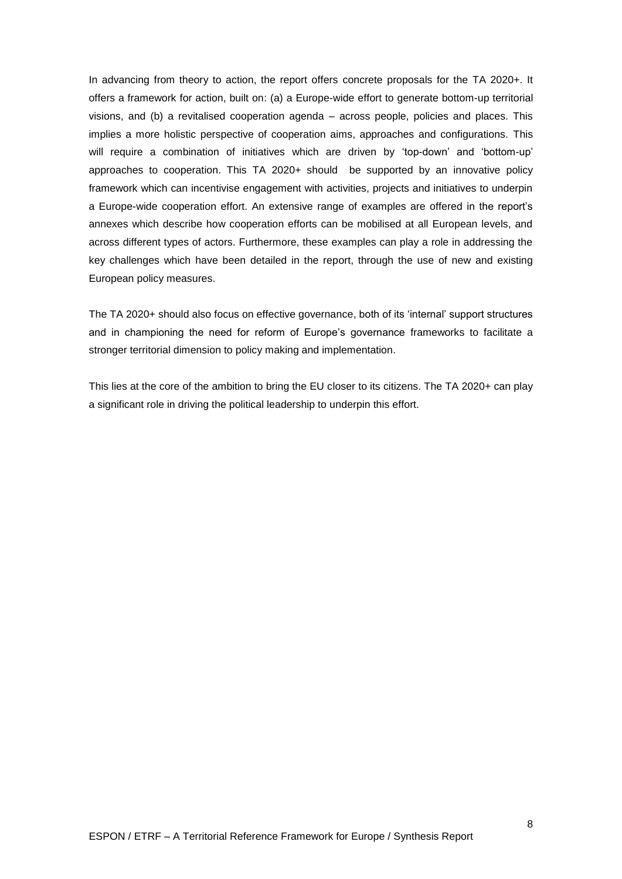In advancing from theory to action, the report offers concrete proposals for the TA 2020+. It offers a framework for action, built on: (a) a Europe-wide effort to generate bottom-up territorial visions, and (b) a revitalised cooperation agenda – across people, policies and places. This implies a more holistic perspective of cooperation aims, approaches and configurations. This will require a combination of initiatives which are driven by 'top-down' and 'bottom-up' approaches to cooperation. This TA 2020+ should be supported by an innovative policy framework which can incentivise engagement with activities, projects and initiatives to underpin a Europe-wide cooperation effort. An extensive range of examples are offered in the report's annexes which describe how cooperation efforts can be mobilised at all European levels, and across different types of actors. Furthermore, these examples can play a role in addressing the key challenges which have been detailed in the report, through the use of new and existing European policy measures.

The TA 2020+ should also focus on effective governance, both of its 'internal' support structures and in championing the need for reform of Europe's governance frameworks to facilitate a stronger territorial dimension to policy making and implementation.

This lies at the core of the ambition to bring the EU closer to its citizens. The TA 2020+ can play a significant role in driving the political leadership to underpin this effort.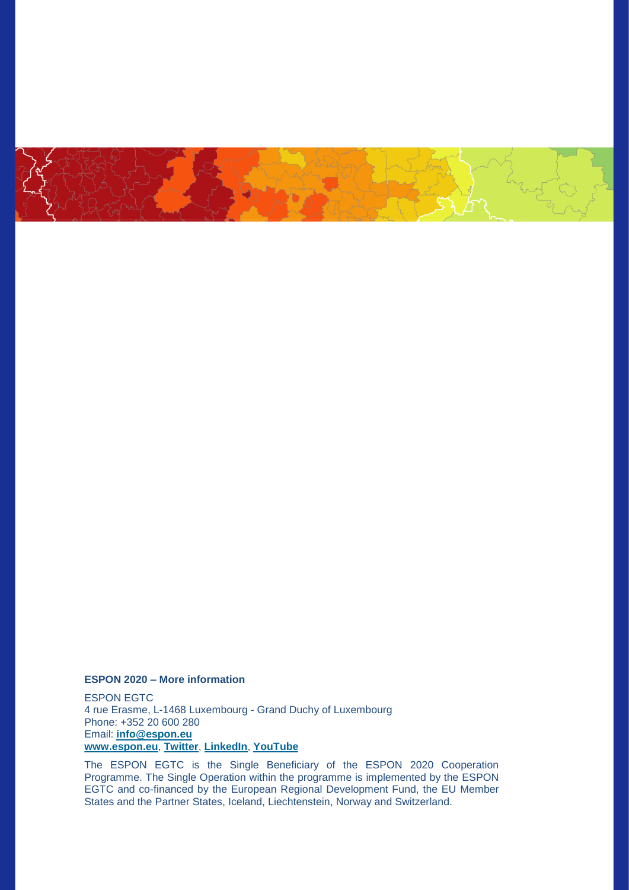**ESPON 2020 – More information**

ESPON EGTC
4 rue Erasme, L-1468 Luxembourg - Grand Duchy of Luxembourg
Phone: +352 20 600 280
Email: **info@espon.eu**
**www.espon.eu**, **Twitter**, **LinkedIn**, **YouTube**

The ESPON EGTC is the Single Beneficiary of the ESPON 2020 Cooperation Programme. The Single Operation within the programme is implemented by the ESPON EGTC and co-financed by the European Regional Development Fund, the EU Member States and the Partner States, Iceland, Liechtenstein, Norway and Switzerland.